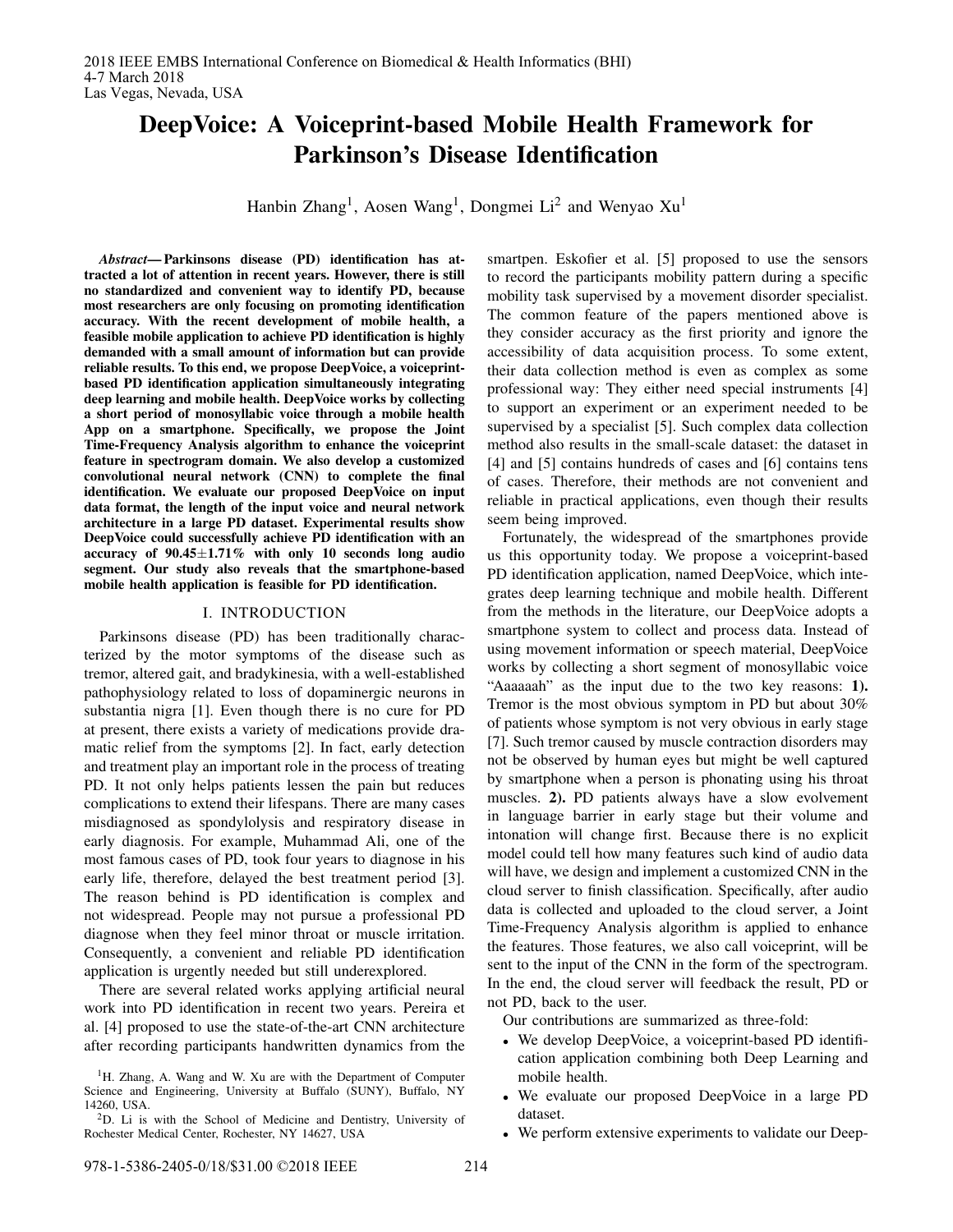2018 IEEE EMBS International Conference on Biomedical & Health Informatics (BHI)
4-7 March 2018
Las Vegas, Nevada, USA

# DeepVoice: A Voiceprint-based Mobile Health Framework for Parkinson's Disease Identification

Hanbin Zhang[1], Aosen Wang[1], Dongmei Li[2] and Wenyao Xu[1]

***Abstract*— Parkinsons disease (PD) identification has attracted a lot of attention in recent years. However, there is still no standardized and convenient way to identify PD, because most researchers are only focusing on promoting identification accuracy. With the recent development of mobile health, a feasible mobile application to achieve PD identification is highly demanded with a small amount of information but can provide reliable results. To this end, we propose DeepVoice, a voiceprint-based PD identification application simultaneously integrating deep learning and mobile health. DeepVoice works by collecting a short period of monosyllabic voice through a mobile health App on a smartphone. Specifically, we propose the Joint Time-Frequency Analysis algorithm to enhance the voiceprint feature in spectrogram domain. We also develop a customized convolutional neural network (CNN) to complete the final identification. We evaluate our proposed DeepVoice on input data format, the length of the input voice and neural network architecture in a large PD dataset. Experimental results show DeepVoice could successfully achieve PD identification with an accuracy of 90.45±1.71% with only 10 seconds long audio segment. Our study also reveals that the smartphone-based mobile health application is feasible for PD identification.**

## I. INTRODUCTION

Parkinsons disease (PD) has been traditionally characterized by the motor symptoms of the disease such as tremor, altered gait, and bradykinesia, with a well-established pathophysiology related to loss of dopaminergic neurons in substantia nigra [1]. Even though there is no cure for PD at present, there exists a variety of medications provide dramatic relief from the symptoms [2]. In fact, early detection and treatment play an important role in the process of treating PD. It not only helps patients lessen the pain but reduces complications to extend their lifespans. There are many cases misdiagnosed as spondylolysis and respiratory disease in early diagnosis. For example, Muhammad Ali, one of the most famous cases of PD, took four years to diagnose in his early life, therefore, delayed the best treatment period [3]. The reason behind is PD identification is complex and not widespread. People may not pursue a professional PD diagnose when they feel minor throat or muscle irritation. Consequently, a convenient and reliable PD identification application is urgently needed but still underexplored.

There are several related works applying artificial neural work into PD identification in recent two years. Pereira et al. [4] proposed to use the state-of-the-art CNN architecture after recording participants handwritten dynamics from the smartpen. Eskofier et al. [5] proposed to use the sensors to record the participants mobility pattern during a specific mobility task supervised by a movement disorder specialist. The common feature of the papers mentioned above is they consider accuracy as the first priority and ignore the accessibility of data acquisition process. To some extent, their data collection method is even as complex as some professional way: They either need special instruments [4] to support an experiment or an experiment needed to be supervised by a specialist [5]. Such complex data collection method also results in the small-scale dataset: the dataset in [4] and [5] contains hundreds of cases and [6] contains tens of cases. Therefore, their methods are not convenient and reliable in practical applications, even though their results seem being improved.

Fortunately, the widespread of the smartphones provide us this opportunity today. We propose a voiceprint-based PD identification application, named DeepVoice, which integrates deep learning technique and mobile health. Different from the methods in the literature, our DeepVoice adopts a smartphone system to collect and process data. Instead of using movement information or speech material, DeepVoice works by collecting a short segment of monosyllabic voice "Aaaaaah" as the input due to the two key reasons: **1).** Tremor is the most obvious symptom in PD but about 30% of patients whose symptom is not very obvious in early stage [7]. Such tremor caused by muscle contraction disorders may not be observed by human eyes but might be well captured by smartphone when a person is phonating using his throat muscles. **2).** PD patients always have a slow evolvement in language barrier in early stage but their volume and intonation will change first. Because there is no explicit model could tell how many features such kind of audio data will have, we design and implement a customized CNN in the cloud server to finish classification. Specifically, after audio data is collected and uploaded to the cloud server, a Joint Time-Frequency Analysis algorithm is applied to enhance the features. Those features, we also call voiceprint, will be sent to the input of the CNN in the form of the spectrogram. In the end, the cloud server will feedback the result, PD or not PD, back to the user.

Our contributions are summarized as three-fold:

- We develop DeepVoice, a voiceprint-based PD identification application combining both Deep Learning and mobile health.
- We evaluate our proposed DeepVoice in a large PD dataset.
- We perform extensive experiments to validate our Deep-

[1]H. Zhang, A. Wang and W. Xu are with the Department of Computer Science and Engineering, University at Buffalo (SUNY), Buffalo, NY 14260, USA.

[2]D. Li is with the School of Medicine and Dentistry, University of Rochester Medical Center, Rochester, NY 14627, USA

978-1-5386-2405-0/18/$31.00 ©2018 IEEE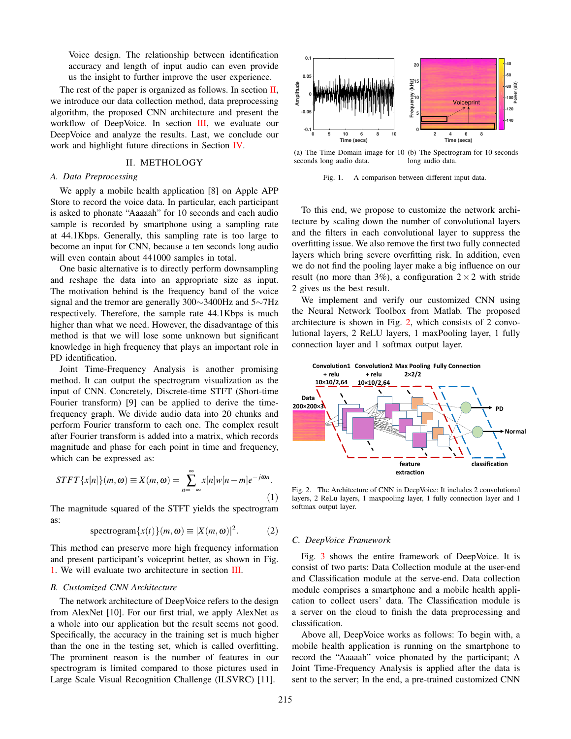Voice design. The relationship between identification accuracy and length of input audio can even provide us the insight to further improve the user experience.

The rest of the paper is organized as follows. In section II, we introduce our data collection method, data preprocessing algorithm, the proposed CNN architecture and present the workflow of DeepVoice. In section III, we evaluate our DeepVoice and analyze the results. Last, we conclude our work and highlight future directions in Section IV.

## II. METHOLOGY

### A. Data Preprocessing

We apply a mobile health application [8] on Apple APP Store to record the voice data. In particular, each participant is asked to phonate "Aaaaah" for 10 seconds and each audio sample is recorded by smartphone using a sampling rate at 44.1Kbps. Generally, this sampling rate is too large to become an input for CNN, because a ten seconds long audio will even contain about 441000 samples in total.

One basic alternative is to directly perform downsampling and reshape the data into an appropriate size as input. The motivation behind is the frequency band of the voice signal and the tremor are generally 300$\sim$3400Hz and 5$\sim$7Hz respectively. Therefore, the sample rate 44.1Kbps is much higher than what we need. However, the disadvantage of this method is that we will lose some unknown but significant knowledge in high frequency that plays an important role in PD identification.

Joint Time-Frequency Analysis is another promising method. It can output the spectrogram visualization as the input of CNN. Concretely, Discrete-time STFT (Short-time Fourier transform) [9] can be applied to derive the time-frequency graph. We divide audio data into 20 chunks and perform Fourier transform to each one. The complex result after Fourier transform is added into a matrix, which records magnitude and phase for each point in time and frequency, which can be expressed as:

$$STFT\{x[n]\}(m,\omega) \equiv X(m,\omega) = \sum_{n=-\infty}^{\infty} x[n]w[n-m]e^{-j\omega n}. \quad (1)$$

The magnitude squared of the STFT yields the spectrogram as:

$$\text{spectrogram}\{x(t)\}(m,\omega) \equiv |X(m,\omega)|^2. \quad (2)$$

This method can preserve more high frequency information and present participant's voiceprint better, as shown in Fig. 1. We will evaluate two architecture in section III.

### B. Customized CNN Architecture

The network architecture of DeepVoice refers to the design from AlexNet [10]. For our first trial, we apply AlexNet as a whole into our application but the result seems not good. Specifically, the accuracy in the training set is much higher than the one in the testing set, which is called overfitting. The prominent reason is the number of features in our spectrogram is limited compared to those pictures used in Large Scale Visual Recognition Challenge (ILSVRC) [11].

(a) The Time Domain image for 10 seconds long audio data. (b) The Spectrogram for 10 seconds long audio data.

Fig. 1. A comparison between different input data.

To this end, we propose to customize the network architecture by scaling down the number of convolutional layers and the filters in each convolutional layer to suppress the overfitting issue. We also remove the first two fully connected layers which bring severe overfitting risk. In addition, even we do not find the pooling layer make a big influence on our result (no more than 3%), a configuration $2\times2$ with stride 2 gives us the best result.

We implement and verify our customized CNN using the Neural Network Toolbox from Matlab. The proposed architecture is shown in Fig. 2, which consists of 2 convolutional layers, 2 ReLU layers, 1 maxPooling layer, 1 fully connection layer and 1 softmax output layer.

Fig. 2. The Architecture of CNN in DeepVoice: It includes 2 convolutional layers, 2 ReLu layers, 1 maxpooling layer, 1 fully connection layer and 1 softmax output layer.

### C. DeepVoice Framework

Fig. 3 shows the entire framework of DeepVoice. It is consist of two parts: Data Collection module at the user-end and Classification module at the serve-end. Data collection module comprises a smartphone and a mobile health application to collect users' data. The Classification module is a server on the cloud to finish the data preprocessing and classification.

Above all, DeepVoice works as follows: To begin with, a mobile health application is running on the smartphone to record the "Aaaaah" voice phonated by the participant; A Joint Time-Frequency Analysis is applied after the data is sent to the server; In the end, a pre-trained customized CNN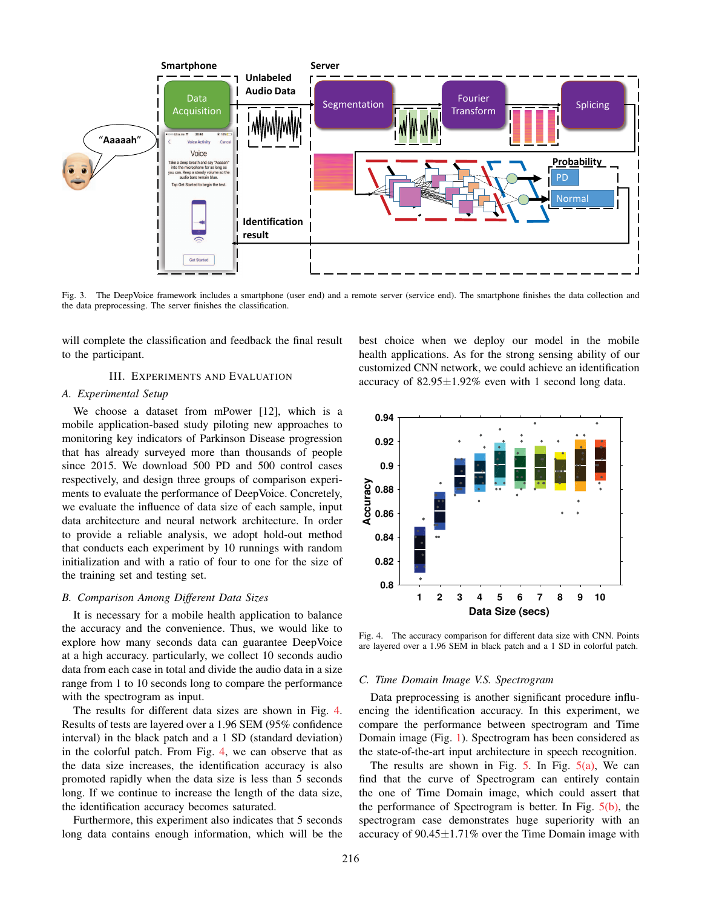Fig. 3. The DeepVoice framework includes a smartphone (user end) and a remote server (service end). The smartphone finishes the data collection and the data preprocessing. The server finishes the classification.

will complete the classification and feedback the final result to the participant.

## III. Experiments and Evaluation

### A. Experimental Setup

We choose a dataset from mPower [12], which is a mobile application-based study piloting new approaches to monitoring key indicators of Parkinson Disease progression that has already surveyed more than thousands of people since 2015. We download 500 PD and 500 control cases respectively, and design three groups of comparison experiments to evaluate the performance of DeepVoice. Concretely, we evaluate the influence of data size of each sample, input data architecture and neural network architecture. In order to provide a reliable analysis, we adopt hold-out method that conducts each experiment by 10 runnings with random initialization and with a ratio of four to one for the size of the training set and testing set.

### B. Comparison Among Different Data Sizes

It is necessary for a mobile health application to balance the accuracy and the convenience. Thus, we would like to explore how many seconds data can guarantee DeepVoice at a high accuracy. particularly, we collect 10 seconds audio data from each case in total and divide the audio data in a size range from 1 to 10 seconds long to compare the performance with the spectrogram as input.

The results for different data sizes are shown in Fig. 4. Results of tests are layered over a 1.96 SEM (95% confidence interval) in the black patch and a 1 SD (standard deviation) in the colorful patch. From Fig. 4, we can observe that as the data size increases, the identification accuracy is also promoted rapidly when the data size is less than 5 seconds long. If we continue to increase the length of the data size, the identification accuracy becomes saturated.

Furthermore, this experiment also indicates that 5 seconds long data contains enough information, which will be the best choice when we deploy our model in the mobile health applications. As for the strong sensing ability of our customized CNN network, we could achieve an identification accuracy of 82.95±1.92% even with 1 second long data.

Fig. 4. The accuracy comparison for different data size with CNN. Points are layered over a 1.96 SEM in black patch and a 1 SD in colorful patch.

### C. Time Domain Image V.S. Spectrogram

Data preprocessing is another significant procedure influencing the identification accuracy. In this experiment, we compare the performance between spectrogram and Time Domain image (Fig. 1). Spectrogram has been considered as the state-of-the-art input architecture in speech recognition.

The results are shown in Fig. 5. In Fig. 5(a), We can find that the curve of Spectrogram can entirely contain the one of Time Domain image, which could assert that the performance of Spectrogram is better. In Fig. 5(b), the spectrogram case demonstrates huge superiority with an accuracy of 90.45±1.71% over the Time Domain image with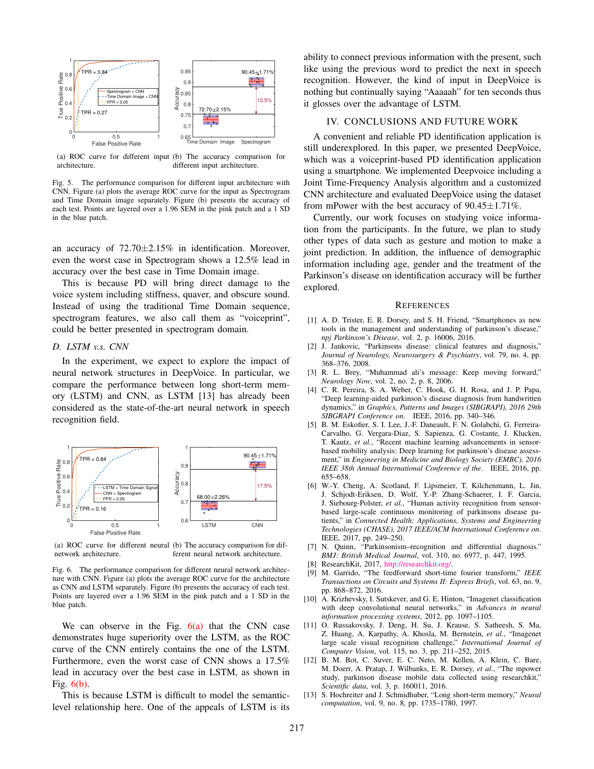TPR = 0.84

TPR = 0.27

Spectrogram + CNN
Time Domain Image + CNN
FPR = 0.05

True Positive Rate

False Positive Rate

90.45±1.71%

12.5%

72.70±2.15%

Accuracy

Time Domain Image Spectrogram

(a) ROC curve for different input architecture.

(b) The accuracy comparison for different input architecture.

Fig. 5. The performance comparison for different input architecture with CNN. Figure (a) plots the average ROC curve for the input as Spectrogram and Time Domain image separately. Figure (b) presents the accuracy of each test. Points are layered over a 1.96 SEM in the pink patch and a 1 SD in the blue patch.

an accuracy of 72.70±2.15% in identification. Moreover, even the worst case in Spectrogram shows a 12.5% lead in accuracy over the best case in Time Domain image.

This is because PD will bring direct damage to the voice system including stiffness, quaver, and obscure sound. Instead of using the traditional Time Domain sequence, spectrogram features, we also call them as "voiceprint", could be better presented in spectrogram domain.

### *D. LSTM v.s. CNN*

In the experiment, we expect to explore the impact of neural network structures in DeepVoice. In particular, we compare the performance between long short-term memory (LSTM) and CNN, as LSTM [13] has already been considered as the state-of-the-art neural network in speech recognition field.

TPR = 0.84

TPR = 0.16

LSTM + Time Domain Signal
CNN + Spectrogram
FPR = 0.05

True Positive Rate

False Positive Rate

90.45±1.71%

17.5%

68.00±2.26%

Accuracy

LSTM CNN

(a) ROC curve for different neural network architecture.

(b) The accuracy comparison for different neural network architecture.

Fig. 6. The performance comparison for different neural network architecture with CNN. Figure (a) plots the average ROC curve for the architecture as CNN and LSTM separately. Figure (b) presents the accuracy of each test. Points are layered over a 1.96 SEM in the pink patch and a 1 SD in the blue patch.

We can observe in the Fig. 6(a) that the CNN case demonstrates huge superiority over the LSTM, as the ROC curve of the CNN entirely contains the one of the LSTM. Furthermore, even the worst case of CNN shows a 17.5% lead in accuracy over the best case in LSTM, as shown in Fig. 6(b).

This is because LSTM is difficult to model the semantic-level relationship here. One of the appeals of LSTM is its ability to connect previous information with the present, such like using the previous word to predict the next in speech recognition. However, the kind of input in DeepVoice is nothing but continually saying "Aaaaah" for ten seconds thus it glosses over the advantage of LSTM.

## IV. Conclusions and Future Work

A convenient and reliable PD identification application is still underexplored. In this paper, we presented DeepVoice, which was a voiceprint-based PD identification application using a smartphone. We implemented Deepvoice including a Joint Time-Frequency Analysis algorithm and a customized CNN architecture and evaluated DeepVoice using the dataset from mPower with the best accuracy of 90.45±1.71%.

Currently, our work focuses on studying voice information from the participants. In the future, we plan to study other types of data such as gesture and motion to make a joint prediction. In addition, the influence of demographic information including age, gender and the treatment of the Parkinson's disease on identification accuracy will be further explored.

## References

[1] A. D. Trister, E. R. Dorsey, and S. H. Friend, "Smartphones as new tools in the management and understanding of parkinson's disease," *npj Parkinson's Disease*, vol. 2, p. 16006, 2016.

[2] J. Jankovic, "Parkinsons disease: clinical features and diagnosis," *Journal of Neurology, Neurosurgery & Psychiatry*, vol. 79, no. 4, pp. 368–376, 2008.

[3] R. L. Brey, "Muhammad ali's message: Keep moving forward," *Neurology Now*, vol. 2, no. 2, p. 8, 2006.

[4] C. R. Pereira, S. A. Weber, C. Hook, G. H. Rosa, and J. P. Papa, "Deep learning-aided parkinson's disease diagnosis from handwritten dynamics," in *Graphics, Patterns and Images (SIBGRAPI), 2016 29th SIBGRAPI Conference on*. IEEE, 2016, pp. 340–346.

[5] B. M. Eskofier, S. I. Lee, J.-F. Daneault, F. N. Golabchi, G. Ferreira-Carvalho, G. Vergara-Diaz, S. Sapienza, G. Costante, J. Klucken, T. Kautz, *et al.*, "Recent machine learning advancements in sensor-based mobility analysis: Deep learning for parkinson's disease assessment," in *Engineering in Medicine and Biology Society (EMBC), 2016 IEEE 38th Annual International Conference of the*. IEEE, 2016, pp. 655–658.

[6] W.-Y. Cheng, A. Scotland, F. Lipsmeier, T. Kilchenmann, L. Jin, J. Schjodt-Eriksen, D. Wolf, Y.-P. Zhang-Schaerer, I. F. Garcia, J. Siebourg-Polster, *et al.*, "Human activity recognition from sensor-based large-scale continuous monitoring of parkinsons disease patients," in *Connected Health: Applications, Systems and Engineering Technologies (CHASE), 2017 IEEE/ACM International Conference on*. IEEE, 2017, pp. 249–250.

[7] N. Quinn, "Parkinsonism–recognition and differential diagnosis." *BMJ: British Medical Journal*, vol. 310, no. 6977, p. 447, 1995.

[8] ResearchKit, 2017, http://researchkit.org/.

[9] M. Garrido, "The feedforward short-time fourier transform," *IEEE Transactions on Circuits and Systems II: Express Briefs*, vol. 63, no. 9, pp. 868–872, 2016.

[10] A. Krizhevsky, I. Sutskever, and G. E. Hinton, "Imagenet classification with deep convolutional neural networks," in *Advances in neural information processing systems*, 2012, pp. 1097–1105.

[11] O. Russakovsky, J. Deng, H. Su, J. Krause, S. Satheesh, S. Ma, Z. Huang, A. Karpathy, A. Khosla, M. Bernstein, *et al.*, "Imagenet large scale visual recognition challenge," *International Journal of Computer Vision*, vol. 115, no. 3, pp. 211–252, 2015.

[12] B. M. Bot, C. Suver, E. C. Neto, M. Kellen, A. Klein, C. Bare, M. Doerr, A. Pratap, J. Wilbanks, E. R. Dorsey, *et al.*, "The mpower study, parkinson disease mobile data collected using researchkit," *Scientific data*, vol. 3, p. 160011, 2016.

[13] S. Hochreiter and J. Schmidhuber, "Long short-term memory," *Neural computation*, vol. 9, no. 8, pp. 1735–1780, 1997.